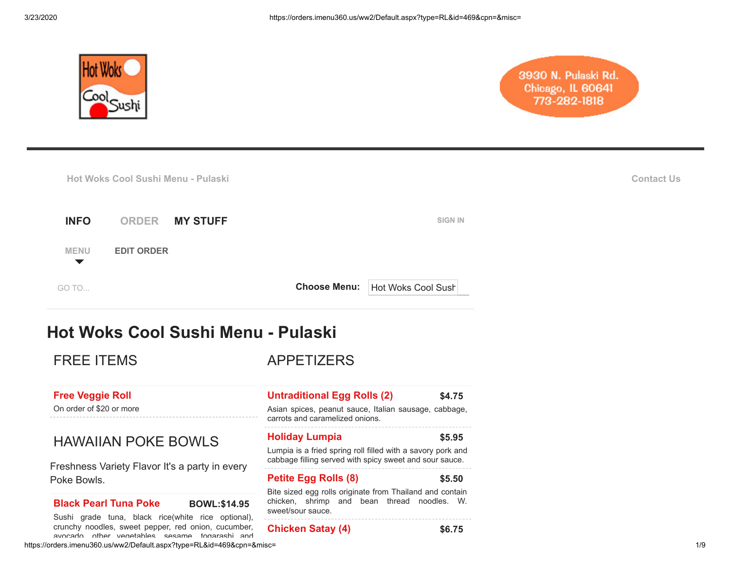Hot Woks Cool Sushi

3930 N. Pulaski Rd.
Chicago, IL 60641
773-282-1818

Hot Woks Cool Sushi Menu - Pulaski

Contact Us

INFO ORDER MY STUFF

SIGN IN

MENU EDIT ORDER

GO TO...

Choose Menu: Hot Woks Cool Sush

# Hot Woks Cool Sushi Menu - Pulaski

## FREE ITEMS

**Free Veggie Roll**
On order of $20 or more

## HAWAIIAN POKE BOWLS

Freshness Variety Flavor It's a party in every Poke Bowls.

**Black Pearl Tuna Poke** **BOWL:$14.95**
Sushi grade tuna, black rice(white rice optional), crunchy noodles, sweet pepper, red onion, cucumber, avocado, other vegetables, sesame, togarashi and

## APPETIZERS

**Untraditional Egg Rolls (2)** **$4.75**
Asian spices, peanut sauce, Italian sausage, cabbage, carrots and caramelized onions.

**Holiday Lumpia** **$5.95**
Lumpia is a fried spring roll filled with a savory pork and cabbage filling served with spicy sweet and sour sauce.

**Petite Egg Rolls (8)** **$5.50**
Bite sized egg rolls originate from Thailand and contain chicken, shrimp and bean thread noodles. W. sweet/sour sauce.

**Chicken Satay (4)** **$6.75**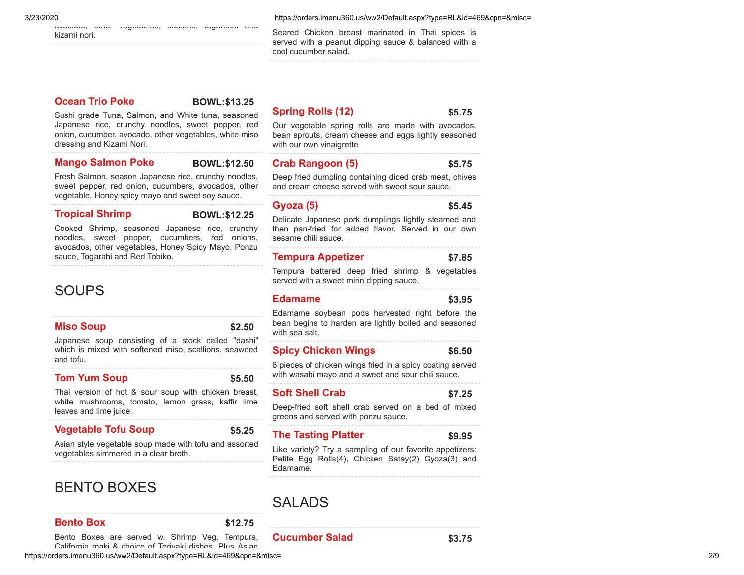kizami nori.

### Ocean Trio Poke
**BOWL:$13.25**

Sushi grade Tuna, Salmon, and White tuna, seasoned Japanese rice, crunchy noodles, sweet pepper, red onion, cucumber, avocado, other vegetables, white miso dressing and Kizami Nori.

### Mango Salmon Poke
**BOWL:$12.50**

Fresh Salmon, season Japanese rice, crunchy noodles, sweet pepper, red onion, cucumbers, avocados, other vegetable, Honey spicy mayo and sweet soy sauce.

### Tropical Shrimp
**BOWL:$12.25**

Cooked Shrimp, seasoned Japanese rice, crunchy noodles, sweet pepper, cucumbers, red onions, avocados, other vegetables, Honey Spicy Mayo, Ponzu sauce, Togarahi and Red Tobiko.

## SOUPS

### Miso Soup
**$2.50**

Japanese soup consisting of a stock called "dashi" which is mixed with softened miso, scallions, seaweed and tofu.

### Tom Yum Soup
**$5.50**

Thai version of hot & sour soup with chicken breast, white mushrooms, tomato, lemon grass, kaffir lime leaves and lime juice.

### Vegetable Tofu Soup
**$5.25**

Asian style vegetable soup made with tofu and assorted vegetables simmered in a clear broth.

## BENTO BOXES

### Bento Box
**$12.75**

Bento Boxes are served w. Shrimp Veg. Tempura, California maki & choice of Teriyaki dishes. Plus Asian

Seared Chicken breast marinated in Thai spices is served with a peanut dipping sauce & balanced with a cool cucumber salad.

### Spring Rolls (12)
**$5.75**

Our vegetable spring rolls are made with avocados, bean sprouts, cream cheese and eggs lightly seasoned with our own vinaigrette

### Crab Rangoon (5)
**$5.75**

Deep fried dumpling containing diced crab meat, chives and cream cheese served with sweet sour sauce.

### Gyoza (5)
**$5.45**

Delicate Japanese pork dumplings lightly steamed and then pan-fried for added flavor. Served in our own sesame chili sauce.

### Tempura Appetizer
**$7.85**

Tempura battered deep fried shrimp & vegetables served with a sweet mirin dipping sauce.

### Edamame
**$3.95**

Edamame soybean pods harvested right before the bean begins to harden are lightly boiled and seasoned with sea salt.

### Spicy Chicken Wings
**$6.50**

6 pieces of chicken wings fried in a spicy coating served with wasabi mayo and a sweet and sour chili sauce.

### Soft Shell Crab
**$7.25**

Deep-fried soft shell crab served on a bed of mixed greens and served with ponzu sauce.

### The Tasting Platter
**$9.95**

Like variety? Try a sampling of our favorite appetizers: Petite Egg Rolls(4), Chicken Satay(2) Gyoza(3) and Edamame.

## SALADS

### Cucumber Salad
**$3.75**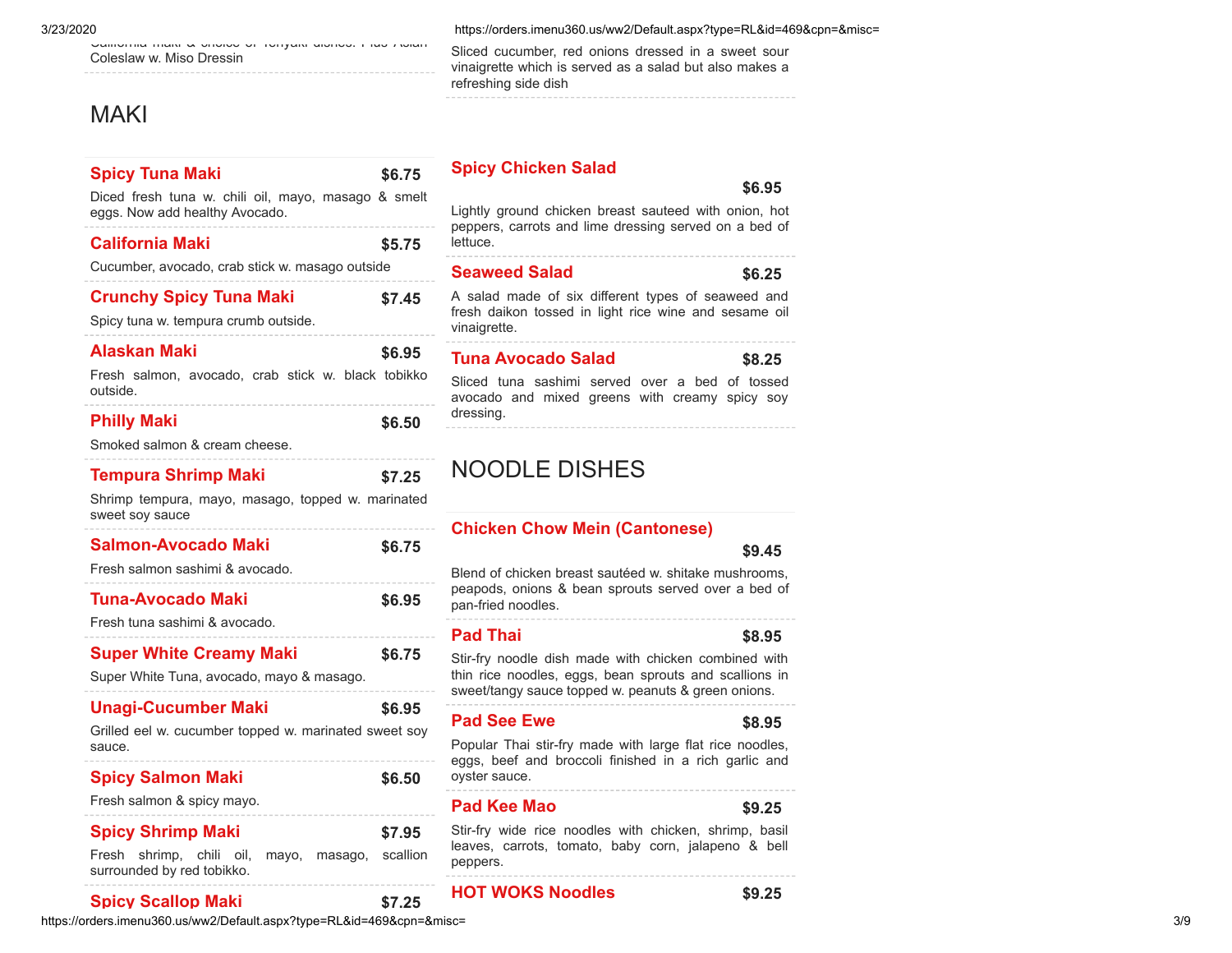Coleslaw w. Miso Dressin

## MAKI

**Spicy Tuna Maki** — $6.75

Diced fresh tuna w. chili oil, mayo, masago & smelt eggs. Now add healthy Avocado.

**California Maki** — $5.75

Cucumber, avocado, crab stick w. masago outside

**Crunchy Spicy Tuna Maki** — $7.45

Spicy tuna w. tempura crumb outside.

**Alaskan Maki** — $6.95

Fresh salmon, avocado, crab stick w. black tobikko outside.

**Philly Maki** — $6.50

Smoked salmon & cream cheese.

**Tempura Shrimp Maki** — $7.25

Shrimp tempura, mayo, masago, topped w. marinated sweet soy sauce

**Salmon-Avocado Maki** — $6.75

Fresh salmon sashimi & avocado.

**Tuna-Avocado Maki** — $6.95

Fresh tuna sashimi & avocado.

**Super White Creamy Maki** — $6.75

Super White Tuna, avocado, mayo & masago.

**Unagi-Cucumber Maki** — $6.95

Grilled eel w. cucumber topped w. marinated sweet soy sauce.

**Spicy Salmon Maki** — $6.50

Fresh salmon & spicy mayo.

**Spicy Shrimp Maki** — $7.95

Fresh shrimp, chili oil, mayo, masago, scallion surrounded by red tobikko.

**Spicy Scallop Maki** — $7.25

Sliced cucumber, red onions dressed in a sweet sour vinaigrette which is served as a salad but also makes a refreshing side dish

**Spicy Chicken Salad** — $6.95

Lightly ground chicken breast sauteed with onion, hot peppers, carrots and lime dressing served on a bed of lettuce.

**Seaweed Salad** — $6.25

A salad made of six different types of seaweed and fresh daikon tossed in light rice wine and sesame oil vinaigrette.

**Tuna Avocado Salad** — $8.25

Sliced tuna sashimi served over a bed of tossed avocado and mixed greens with creamy spicy soy dressing.

## NOODLE DISHES

**Chicken Chow Mein (Cantonese)** — $9.45

Blend of chicken breast sautéed w. shitake mushrooms, peapods, onions & bean sprouts served over a bed of pan-fried noodles.

**Pad Thai** — $8.95

Stir-fry noodle dish made with chicken combined with thin rice noodles, eggs, bean sprouts and scallions in sweet/tangy sauce topped w. peanuts & green onions.

**Pad See Ewe** — $8.95

Popular Thai stir-fry made with large flat rice noodles, eggs, beef and broccoli finished in a rich garlic and oyster sauce.

**Pad Kee Mao** — $9.25

Stir-fry wide rice noodles with chicken, shrimp, basil leaves, carrots, tomato, baby corn, jalapeno & bell peppers.

**HOT WOKS Noodles** — $9.25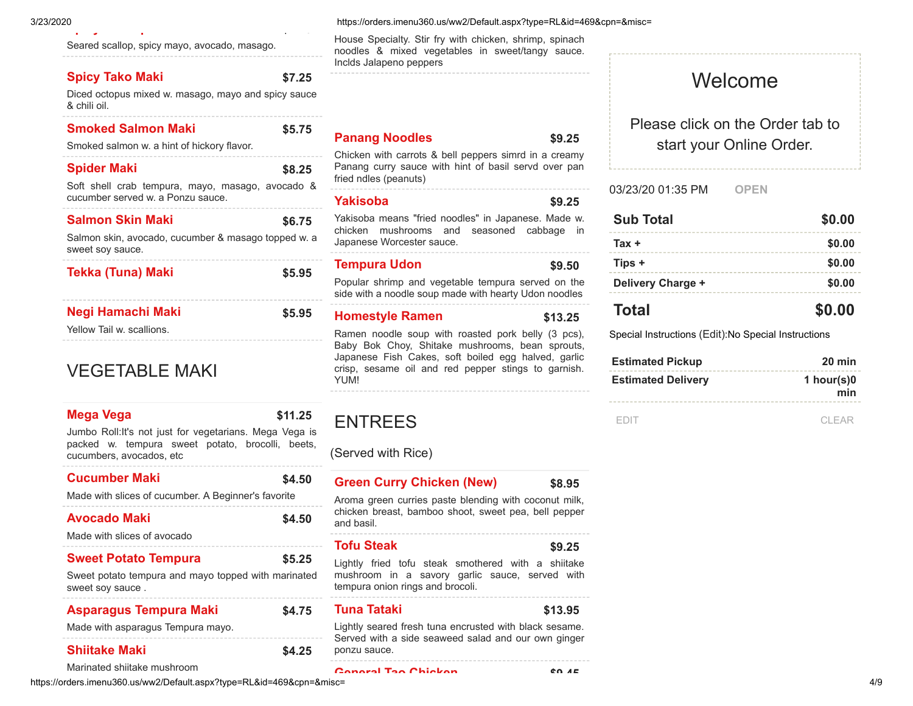Seared scallop, spicy mayo, avocado, masago.

**Spicy Tako Maki** $7.25

Diced octopus mixed w. masago, mayo and spicy sauce & chili oil.

**Smoked Salmon Maki** $5.75

Smoked salmon w. a hint of hickory flavor.

**Spider Maki** $8.25

Soft shell crab tempura, mayo, masago, avocado & cucumber served w. a Ponzu sauce.

**Salmon Skin Maki** $6.75

Salmon skin, avocado, cucumber & masago topped w. a sweet soy sauce.

**Tekka (Tuna) Maki** $5.95

**Negi Hamachi Maki** $5.95

Yellow Tail w. scallions.

## VEGETABLE MAKI

**Mega Vega** $11.25

Jumbo Roll:It's not just for vegetarians. Mega Vega is packed w. tempura sweet potato, brocolli, beets, cucumbers, avocados, etc

**Cucumber Maki** $4.50

Made with slices of cucumber. A Beginner's favorite

**Avocado Maki** $4.50

Made with slices of avocado

**Sweet Potato Tempura** $5.25

Sweet potato tempura and mayo topped with marinated sweet soy sauce .

**Asparagus Tempura Maki** $4.75

Made with asparagus Tempura mayo.

**Shiitake Maki** $4.25

Marinated shiitake mushroom

House Specialty. Stir fry with chicken, shrimp, spinach noodles & mixed vegetables in sweet/tangy sauce. Inclds Jalapeno peppers

**Panang Noodles** $9.25

Chicken with carrots & bell peppers simrd in a creamy Panang curry sauce with hint of basil servd over pan fried ndles (peanuts)

**Yakisoba** $9.25

Yakisoba means "fried noodles" in Japanese. Made w. chicken mushrooms and seasoned cabbage in Japanese Worcester sauce.

**Tempura Udon** $9.50

Popular shrimp and vegetable tempura served on the side with a noodle soup made with hearty Udon noodles

**Homestyle Ramen** $13.25

Ramen noodle soup with roasted pork belly (3 pcs), Baby Bok Choy, Shitake mushrooms, bean sprouts, Japanese Fish Cakes, soft boiled egg halved, garlic crisp, sesame oil and red pepper stings to garnish. YUM!

## ENTREES

(Served with Rice)

**Green Curry Chicken (New)** $8.95

Aroma green curries paste blending with coconut milk, chicken breast, bamboo shoot, sweet pea, bell pepper and basil.

**Tofu Steak** $9.25

Lightly fried tofu steak smothered with a shiitake mushroom in a savory garlic sauce, served with tempura onion rings and brocoli.

**Tuna Tataki** $13.95

Lightly seared fresh tuna encrusted with black sesame. Served with a side seaweed salad and our own ginger ponzu sauce.

**General Tao Chicken** $9.45

## Welcome

Please click on the Order tab to start your Online Order.

03/23/20 01:35 PM OPEN

| | |
|---|---|
| **Sub Total** | **$0.00** |
| **Tax +** | **$0.00** |
| **Tips +** | **$0.00** |
| **Delivery Charge +** | **$0.00** |
| **Total** | **$0.00** |

Special Instructions (Edit):No Special Instructions

| | |
|---|---|
| **Estimated Pickup** | **20 min** |
| **Estimated Delivery** | **1 hour(s)0 min** |

EDIT CLEAR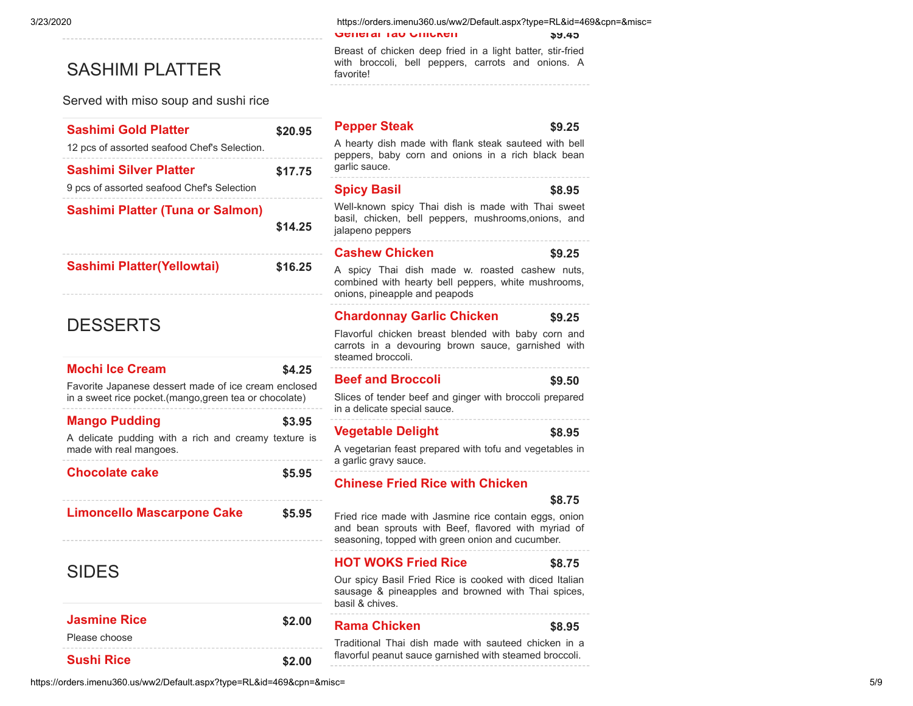## SASHIMI PLATTER

Served with miso soup and sushi rice

**Sashimi Gold Platter** $20.95

12 pcs of assorted seafood Chef's Selection.

**Sashimi Silver Platter** $17.75

9 pcs of assorted seafood Chef's Selection

**Sashimi Platter (Tuna or Salmon)** $14.25

**Sashimi Platter(Yellowtai)** $16.25

## DESSERTS

**Mochi Ice Cream** $4.25

Favorite Japanese dessert made of ice cream enclosed in a sweet rice pocket.(mango,green tea or chocolate)

**Mango Pudding** $3.95

A delicate pudding with a rich and creamy texture is made with real mangoes.

**Chocolate cake** $5.95

**Limoncello Mascarpone Cake** $5.95

## SIDES

**Jasmine Rice** $2.00

Please choose

**Sushi Rice** $2.00

**General Tao Chicken** $9.45

Breast of chicken deep fried in a light batter, stir-fried with broccoli, bell peppers, carrots and onions. A favorite!

**Pepper Steak** $9.25

A hearty dish made with flank steak sauteed with bell peppers, baby corn and onions in a rich black bean garlic sauce.

**Spicy Basil** $8.95

Well-known spicy Thai dish is made with Thai sweet basil, chicken, bell peppers, mushrooms,onions, and jalapeno peppers

**Cashew Chicken** $9.25

A spicy Thai dish made w. roasted cashew nuts, combined with hearty bell peppers, white mushrooms, onions, pineapple and peapods

**Chardonnay Garlic Chicken** $9.25

Flavorful chicken breast blended with baby corn and carrots in a devouring brown sauce, garnished with steamed broccoli.

**Beef and Broccoli** $9.50

Slices of tender beef and ginger with broccoli prepared in a delicate special sauce.

**Vegetable Delight** $8.95

A vegetarian feast prepared with tofu and vegetables in a garlic gravy sauce.

**Chinese Fried Rice with Chicken** $8.75

Fried rice made with Jasmine rice contain eggs, onion and bean sprouts with Beef, flavored with myriad of seasoning, topped with green onion and cucumber.

**HOT WOKS Fried Rice** $8.75

Our spicy Basil Fried Rice is cooked with diced Italian sausage & pineapples and browned with Thai spices, basil & chives.

**Rama Chicken** $8.95

Traditional Thai dish made with sauteed chicken in a flavorful peanut sauce garnished with steamed broccoli.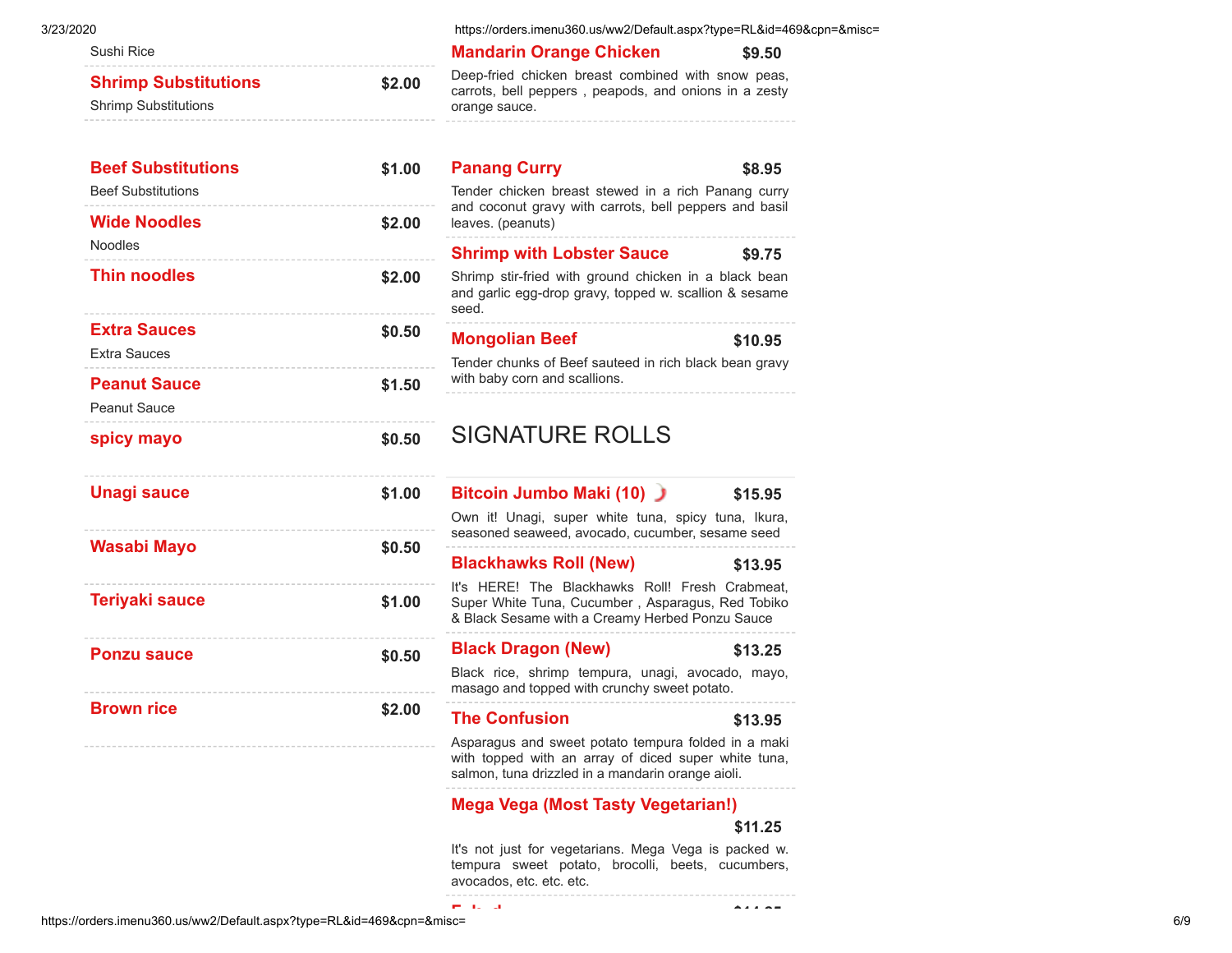Sushi Rice

**Shrimp Substitutions** $2.00

Shrimp Substitutions

**Beef Substitutions** $1.00

Beef Substitutions

**Wide Noodles** $2.00

Noodles

**Thin noodles** $2.00

**Extra Sauces** $0.50

Extra Sauces

**Peanut Sauce** $1.50

Peanut Sauce

**spicy mayo** $0.50

**Unagi sauce** $1.00

**Wasabi Mayo** $0.50

**Teriyaki sauce** $1.00

**Ponzu sauce** $0.50

**Brown rice** $2.00

**Mandarin Orange Chicken** $9.50

Deep-fried chicken breast combined with snow peas, carrots, bell peppers , peapods, and onions in a zesty orange sauce.

**Panang Curry** $8.95

Tender chicken breast stewed in a rich Panang curry and coconut gravy with carrots, bell peppers and basil leaves. (peanuts)

**Shrimp with Lobster Sauce** $9.75

Shrimp stir-fried with ground chicken in a black bean and garlic egg-drop gravy, topped w. scallion & sesame seed.

**Mongolian Beef** $10.95

Tender chunks of Beef sauteed in rich black bean gravy with baby corn and scallions.

## SIGNATURE ROLLS

**Bitcoin Jumbo Maki (10)** $15.95

Own it! Unagi, super white tuna, spicy tuna, Ikura, seasoned seaweed, avocado, cucumber, sesame seed

**Blackhawks Roll (New)** $13.95

It's HERE! The Blackhawks Roll! Fresh Crabmeat, Super White Tuna, Cucumber , Asparagus, Red Tobiko & Black Sesame with a Creamy Herbed Ponzu Sauce

**Black Dragon (New)** $13.25

Black rice, shrimp tempura, unagi, avocado, mayo, masago and topped with crunchy sweet potato.

**The Confusion** $13.95

Asparagus and sweet potato tempura folded in a maki with topped with an array of diced super white tuna, salmon, tuna drizzled in a mandarin orange aioli.

**Mega Vega (Most Tasty Vegetarian!)** $11.25

It's not just for vegetarians. Mega Vega is packed w. tempura sweet potato, brocolli, beets, cucumbers, avocados, etc. etc. etc.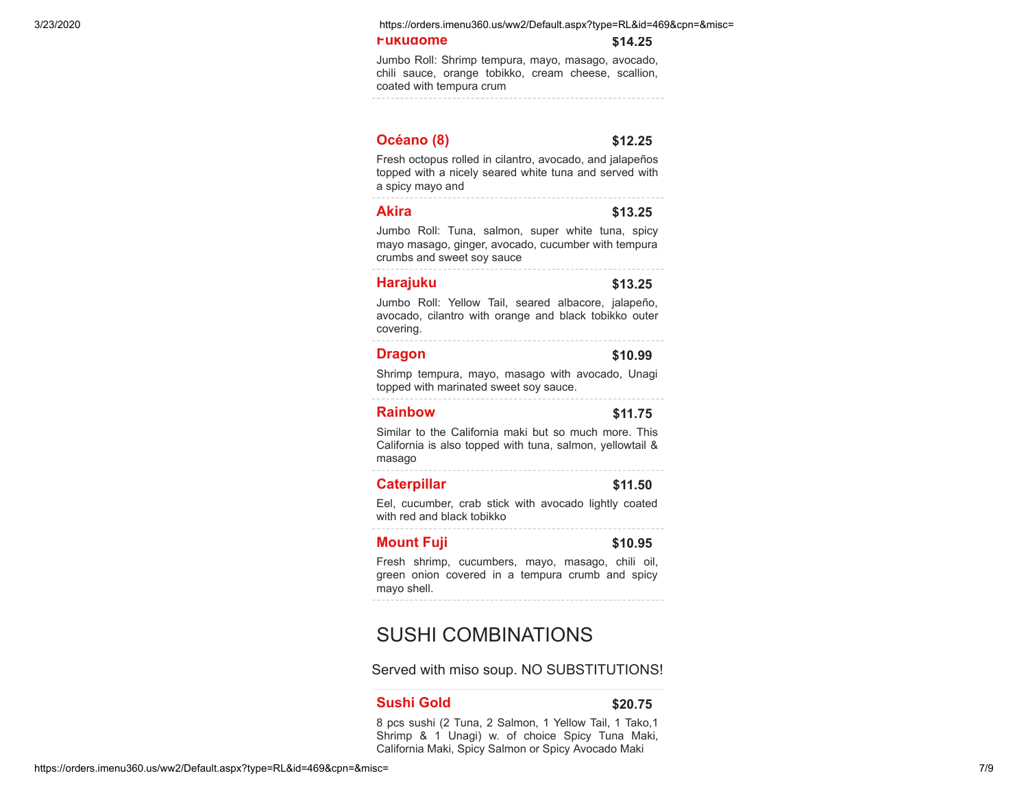### Fukudome — $14.25

Jumbo Roll: Shrimp tempura, mayo, masago, avocado, chili sauce, orange tobikko, cream cheese, scallion, coated with tempura crum

### Océano (8) — $12.25

Fresh octopus rolled in cilantro, avocado, and jalapeños topped with a nicely seared white tuna and served with a spicy mayo and

### Akira — $13.25

Jumbo Roll: Tuna, salmon, super white tuna, spicy mayo masago, ginger, avocado, cucumber with tempura crumbs and sweet soy sauce

### Harajuku — $13.25

Jumbo Roll: Yellow Tail, seared albacore, jalapeño, avocado, cilantro with orange and black tobikko outer covering.

### Dragon — $10.99

Shrimp tempura, mayo, masago with avocado, Unagi topped with marinated sweet soy sauce.

### Rainbow — $11.75

Similar to the California maki but so much more. This California is also topped with tuna, salmon, yellowtail & masago

### Caterpillar — $11.50

Eel, cucumber, crab stick with avocado lightly coated with red and black tobikko

### Mount Fuji — $10.95

Fresh shrimp, cucumbers, mayo, masago, chili oil, green onion covered in a tempura crumb and spicy mayo shell.

## SUSHI COMBINATIONS

Served with miso soup. NO SUBSTITUTIONS!

### Sushi Gold — $20.75

8 pcs sushi (2 Tuna, 2 Salmon, 1 Yellow Tail, 1 Tako,1 Shrimp & 1 Unagi) w. of choice Spicy Tuna Maki, California Maki, Spicy Salmon or Spicy Avocado Maki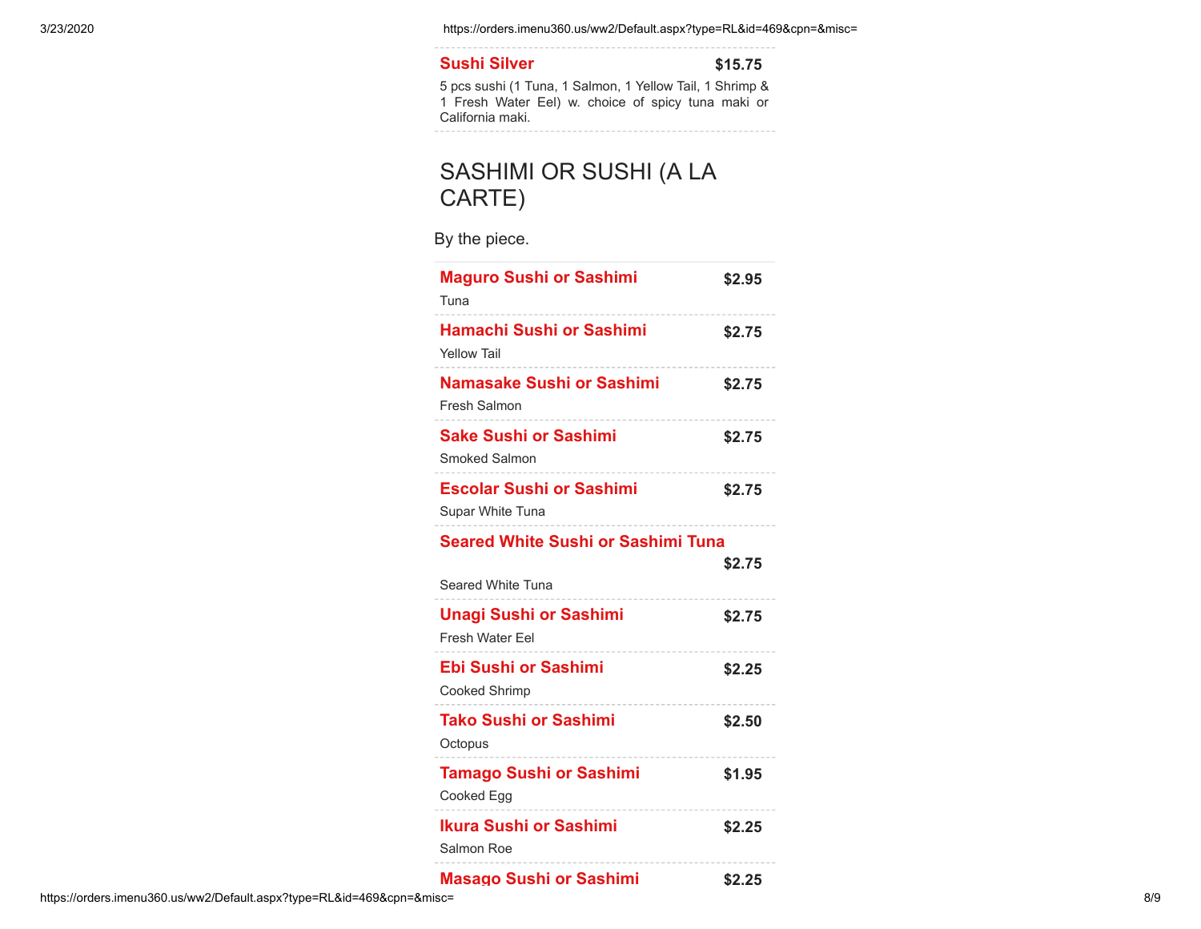### Sushi Silver — $15.75

5 pcs sushi (1 Tuna, 1 Salmon, 1 Yellow Tail, 1 Shrimp & 1 Fresh Water Eel) w. choice of spicy tuna maki or California maki.

## SASHIMI OR SUSHI (A LA CARTE)

By the piece.

### Maguro Sushi or Sashimi — $2.95

Tuna

### Hamachi Sushi or Sashimi — $2.75

Yellow Tail

### Namasake Sushi or Sashimi — $2.75

Fresh Salmon

### Sake Sushi or Sashimi — $2.75

Smoked Salmon

### Escolar Sushi or Sashimi — $2.75

Supar White Tuna

### Seared White Sushi or Sashimi Tuna — $2.75

Seared White Tuna

### Unagi Sushi or Sashimi — $2.75

Fresh Water Eel

### Ebi Sushi or Sashimi — $2.25

Cooked Shrimp

### Tako Sushi or Sashimi — $2.50

Octopus

### Tamago Sushi or Sashimi — $1.95

Cooked Egg

### Ikura Sushi or Sashimi — $2.25

Salmon Roe

### Masago Sushi or Sashimi — $2.25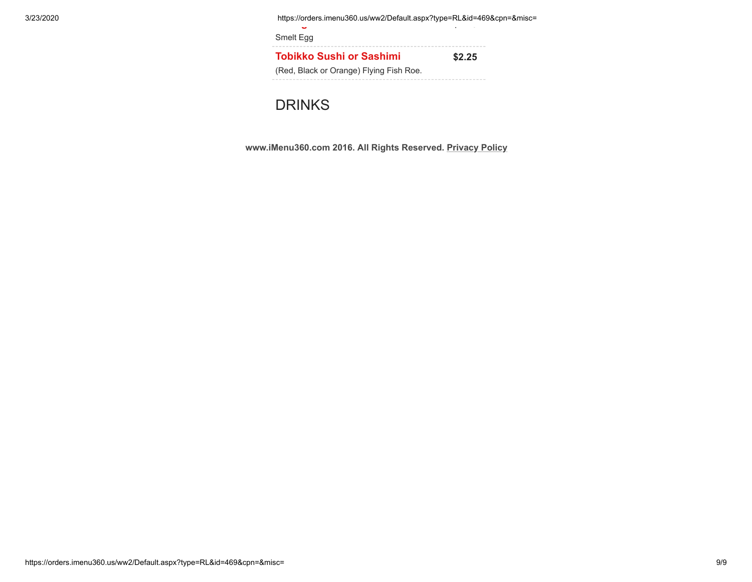Smelt Egg

**Tobikko Sushi or Sashimi** **$2.25**

(Red, Black or Orange) Flying Fish Roe.

## DRINKS

**www.iMenu360.com 2016. All Rights Reserved. Privacy Policy**